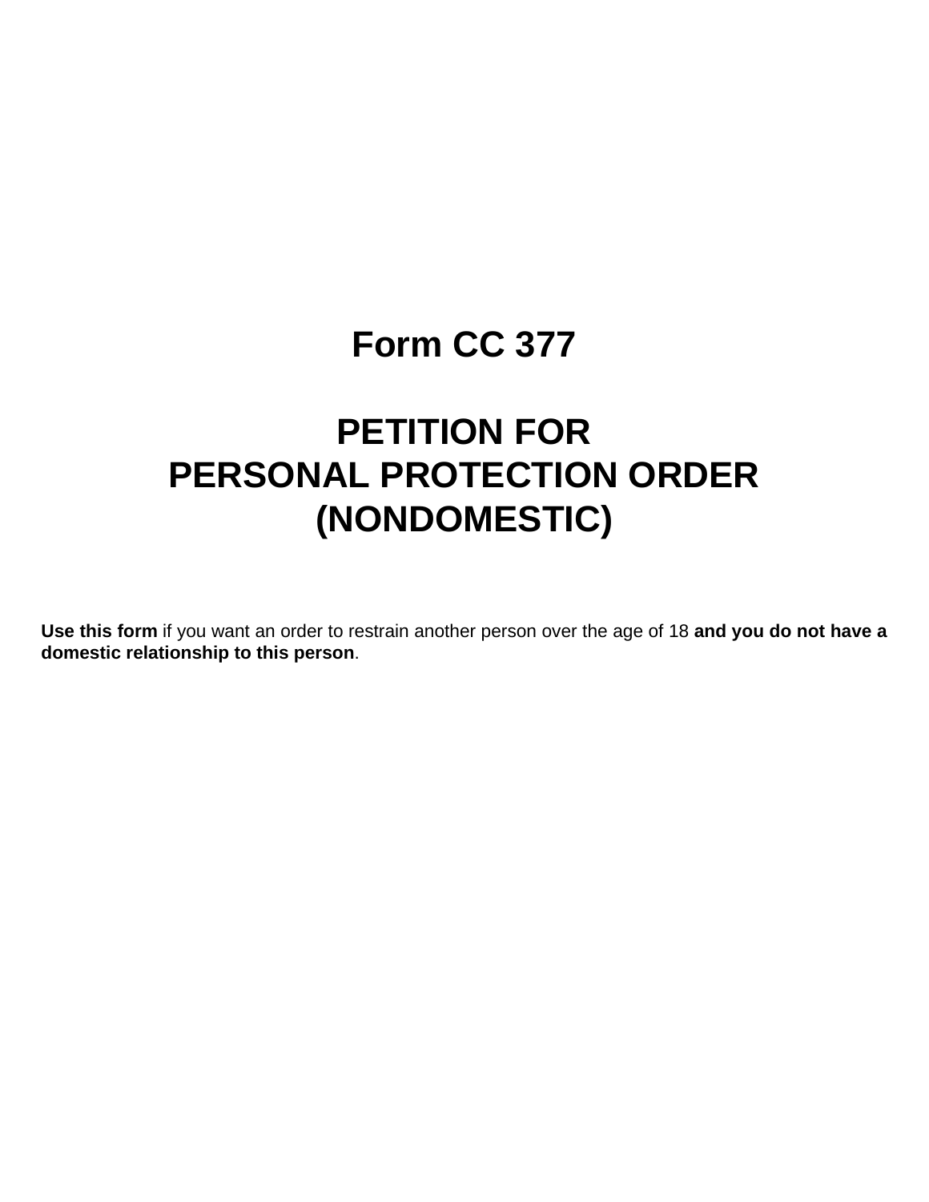# Form CC 377

# PETITION FOR PERSONAL PROTECTION ORDER (NONDOMESTIC)

**Use this form** if you want an order to restrain another person over the age of 18 **and you do not have a domestic relationship to this person**.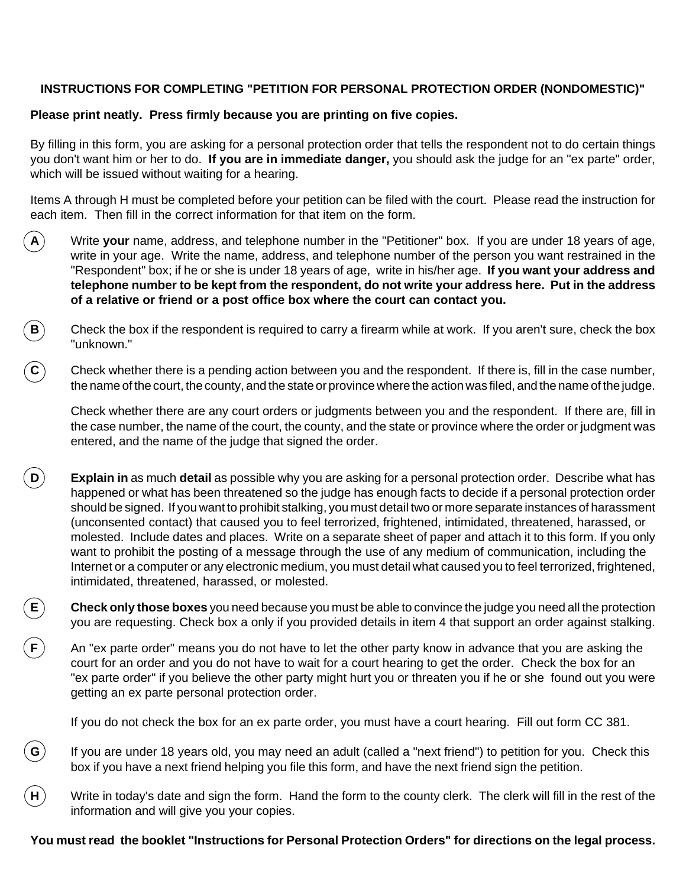**INSTRUCTIONS FOR COMPLETING "PETITION FOR PERSONAL PROTECTION ORDER (NONDOMESTIC)"**

**Please print neatly. Press firmly because you are printing on five copies.**

By filling in this form, you are asking for a personal protection order that tells the respondent not to do certain things you don't want him or her to do. **If you are in immediate danger,** you should ask the judge for an "ex parte" order, which will be issued without waiting for a hearing.

Items A through H must be completed before your petition can be filed with the court. Please read the instruction for each item. Then fill in the correct information for that item on the form.

**A** Write **your** name, address, and telephone number in the "Petitioner" box. If you are under 18 years of age, write in your age. Write the name, address, and telephone number of the person you want restrained in the "Respondent" box; if he or she is under 18 years of age, write in his/her age. **If you want your address and telephone number to be kept from the respondent, do not write your address here. Put in the address of a relative or friend or a post office box where the court can contact you.**

**B** Check the box if the respondent is required to carry a firearm while at work. If you aren't sure, check the box "unknown."

**C** Check whether there is a pending action between you and the respondent. If there is, fill in the case number, the name of the court, the county, and the state or province where the action was filed, and the name of the judge.

Check whether there are any court orders or judgments between you and the respondent. If there are, fill in the case number, the name of the court, the county, and the state or province where the order or judgment was entered, and the name of the judge that signed the order.

**D** **Explain in** as much **detail** as possible why you are asking for a personal protection order. Describe what has happened or what has been threatened so the judge has enough facts to decide if a personal protection order should be signed. If you want to prohibit stalking, you must detail two or more separate instances of harassment (unconsented contact) that caused you to feel terrorized, frightened, intimidated, threatened, harassed, or molested. Include dates and places. Write on a separate sheet of paper and attach it to this form. If you only want to prohibit the posting of a message through the use of any medium of communication, including the Internet or a computer or any electronic medium, you must detail what caused you to feel terrorized, frightened, intimidated, threatened, harassed, or molested.

**E** **Check only those boxes** you need because you must be able to convince the judge you need all the protection you are requesting. Check box a only if you provided details in item 4 that support an order against stalking.

**F** An "ex parte order" means you do not have to let the other party know in advance that you are asking the court for an order and you do not have to wait for a court hearing to get the order. Check the box for an "ex parte order" if you believe the other party might hurt you or threaten you if he or she found out you were getting an ex parte personal protection order.

If you do not check the box for an ex parte order, you must have a court hearing. Fill out form CC 381.

**G** If you are under 18 years old, you may need an adult (called a "next friend") to petition for you. Check this box if you have a next friend helping you file this form, and have the next friend sign the petition.

**H** Write in today's date and sign the form. Hand the form to the county clerk. The clerk will fill in the rest of the information and will give you your copies.

**You must read the booklet "Instructions for Personal Protection Orders" for directions on the legal process.**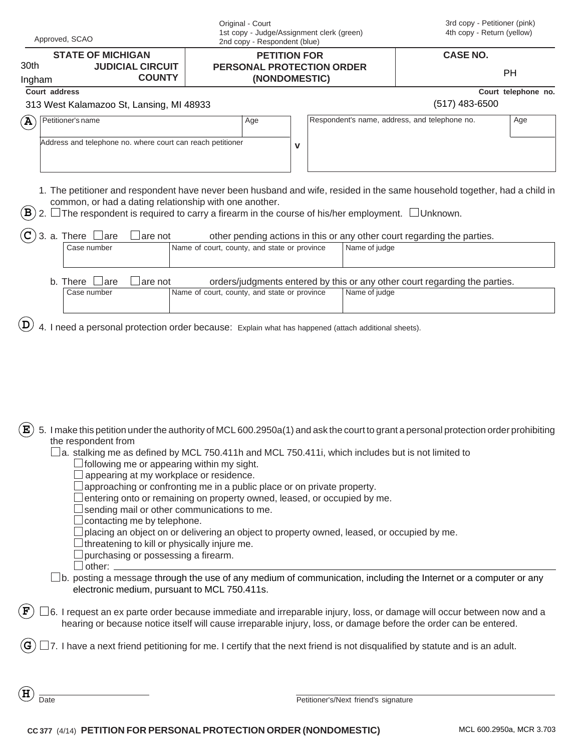Approved, SCAO

Original - Court
1st copy - Judge/Assignment clerk (green)
2nd copy - Respondent (blue)

3rd copy - Petitioner (pink)
4th copy - Return (yellow)

| STATE OF MICHIGAN<br>30th JUDICIAL CIRCUIT<br>Ingham COUNTY | PETITION FOR PERSONAL PROTECTION ORDER (NONDOMESTIC) | CASE NO.<br>PH |
|---|---|---|

Court address: 313 West Kalamazoo St, Lansing, MI 48933

Court telephone no.: (517) 483-6500

**A**

| Petitioner's name | Age | | Respondent's name, address, and telephone no. | Age |
|---|---|---|---|---|
| Address and telephone no. where court can reach petitioner | | v | | |

1. The petitioner and respondent have never been husband and wife, resided in the same household together, had a child in common, or had a dating relationship with one another.

**B** 2. ☐ The respondent is required to carry a firearm in the course of his/her employment. ☐ Unknown.

**C** 3. a. There ☐ are ☐ are not other pending actions in this or any other court regarding the parties.

| Case number | Name of court, county, and state or province | Name of judge |
|---|---|---|
| | | |

b. There ☐ are ☐ are not orders/judgments entered by this or any other court regarding the parties.

| Case number | Name of court, county, and state or province | Name of judge |
|---|---|---|
| | | |

**D** 4. I need a personal protection order because: Explain what has happened (attach additional sheets).

**E** 5. I make this petition under the authority of MCL 600.2950a(1) and ask the court to grant a personal protection order prohibiting the respondent from

☐ a. stalking me as defined by MCL 750.411h and MCL 750.411i, which includes but is not limited to

- ☐ following me or appearing within my sight.
- ☐ appearing at my workplace or residence.
- ☐ approaching or confronting me in a public place or on private property.
- ☐ entering onto or remaining on property owned, leased, or occupied by me.
- ☐ sending mail or other communications to me.
- ☐ contacting me by telephone.
- ☐ placing an object on or delivering an object to property owned, leased, or occupied by me.
- ☐ threatening to kill or physically injure me.
- ☐ purchasing or possessing a firearm.
- ☐ other: ______________________

☐ b. posting a message through the use of any medium of communication, including the Internet or a computer or any electronic medium, pursuant to MCL 750.411s.

**F** ☐ 6. I request an ex parte order because immediate and irreparable injury, loss, or damage will occur between now and a hearing or because notice itself will cause irreparable injury, loss, or damage before the order can be entered.

**G** ☐ 7. I have a next friend petitioning for me. I certify that the next friend is not disqualified by statute and is an adult.

**H**

______________________ Date

______________________ Petitioner's/Next friend's signature

CC 377 (4/14) **PETITION FOR PERSONAL PROTECTION ORDER (NONDOMESTIC)**

MCL 600.2950a, MCR 3.703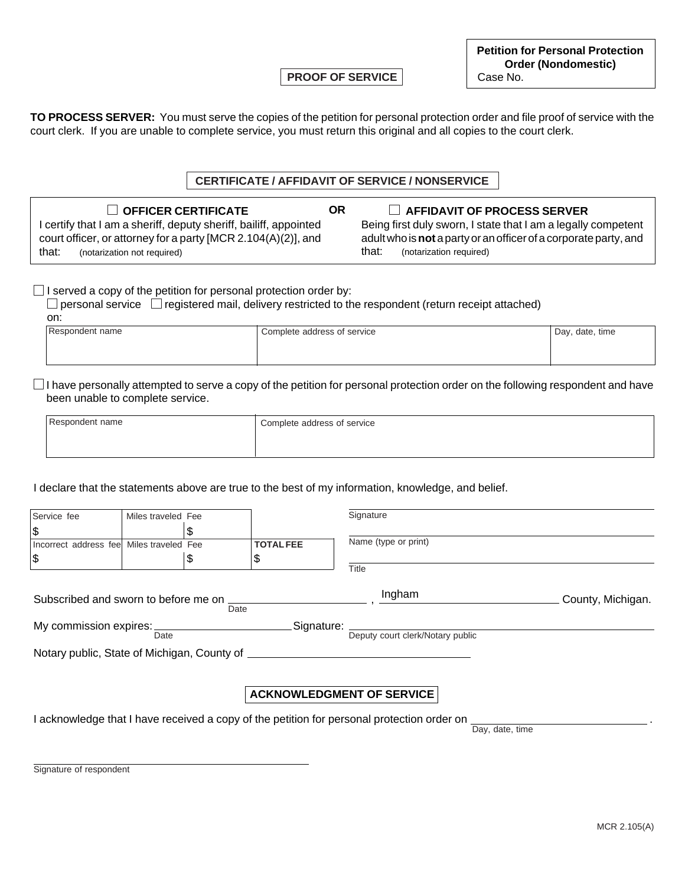**Petition for Personal Protection Order (Nondomestic)**
Case No.

**PROOF OF SERVICE**

**TO PROCESS SERVER:** You must serve the copies of the petition for personal protection order and file proof of service with the court clerk. If you are unable to complete service, you must return this original and all copies to the court clerk.

**CERTIFICATE / AFFIDAVIT OF SERVICE / NONSERVICE**

| ☐ **OFFICER CERTIFICATE** | **OR** | ☐ **AFFIDAVIT OF PROCESS SERVER** |
|---|---|---|
| I certify that I am a sheriff, deputy sheriff, bailiff, appointed court officer, or attorney for a party [MCR 2.104(A)(2)], and that: (notarization not required) | | Being first duly sworn, I state that I am a legally competent adult who is **not** a party or an officer of a corporate party, and that: (notarization required) |

☐ I served a copy of the petition for personal protection order by:
☐ personal service ☐ registered mail, delivery restricted to the respondent (return receipt attached)
on:

| Respondent name | Complete address of service | Day, date, time |
|---|---|---|
| | | |

☐ I have personally attempted to serve a copy of the petition for personal protection order on the following respondent and have been unable to complete service.

| Respondent name | Complete address of service |
|---|---|
| | |

I declare that the statements above are true to the best of my information, knowledge, and belief.

| Service fee | Miles traveled | Fee | |
|---|---|---|---|
| $ | | $ | |
| Incorrect address fee | Miles traveled | Fee | **TOTAL FEE** |
| $ | | $ | $ |

Signature

Name (type or print)

Title

Subscribed and sworn to before me on ____________ (Date), Ingham County, Michigan.

My commission expires: ____________ (Date) Signature: ____________ (Deputy court clerk/Notary public)

Notary public, State of Michigan, County of ____________

**ACKNOWLEDGMENT OF SERVICE**

I acknowledge that I have received a copy of the petition for personal protection order on ____________ (Day, date, time).

Signature of respondent

MCR 2.105(A)